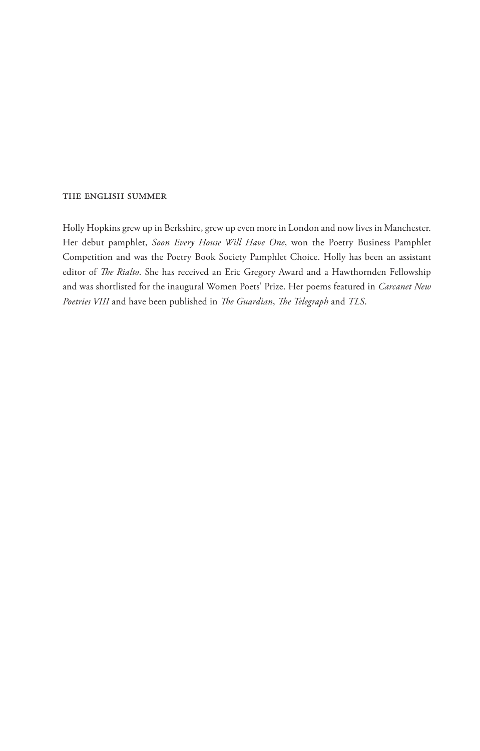THE ENGLISH SUMMER

Holly Hopkins grew up in Berkshire, grew up even more in London and now lives in Manchester. Her debut pamphlet, *Soon Every House Will Have One*, won the Poetry Business Pamphlet Competition and was the Poetry Book Society Pamphlet Choice. Holly has been an assistant editor of *The Rialto*. She has received an Eric Gregory Award and a Hawthornden Fellowship and was shortlisted for the inaugural Women Poets' Prize. Her poems featured in *Carcanet New Poetries VIII* and have been published in *The Guardian*, *The Telegraph* and *TLS*.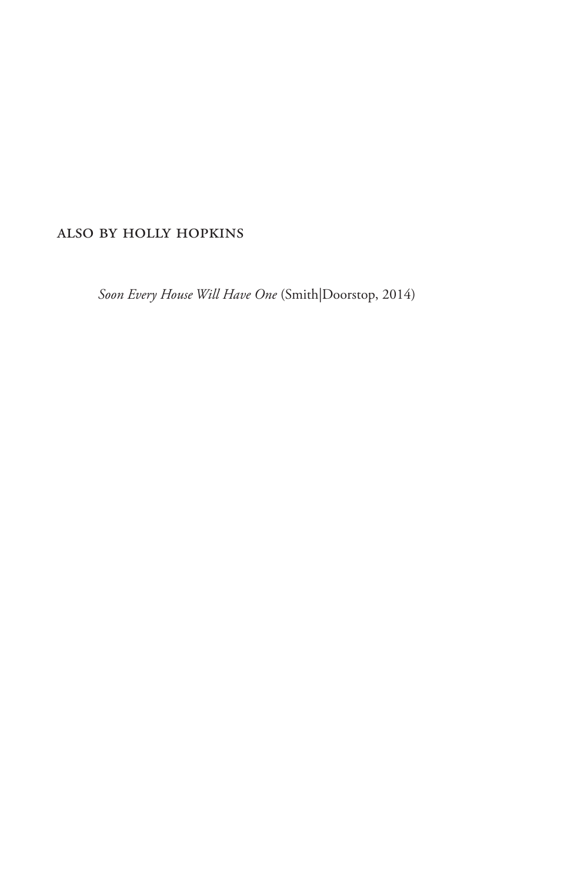ALSO BY HOLLY HOPKINS

*Soon Every House Will Have One* (Smith|Doorstop, 2014)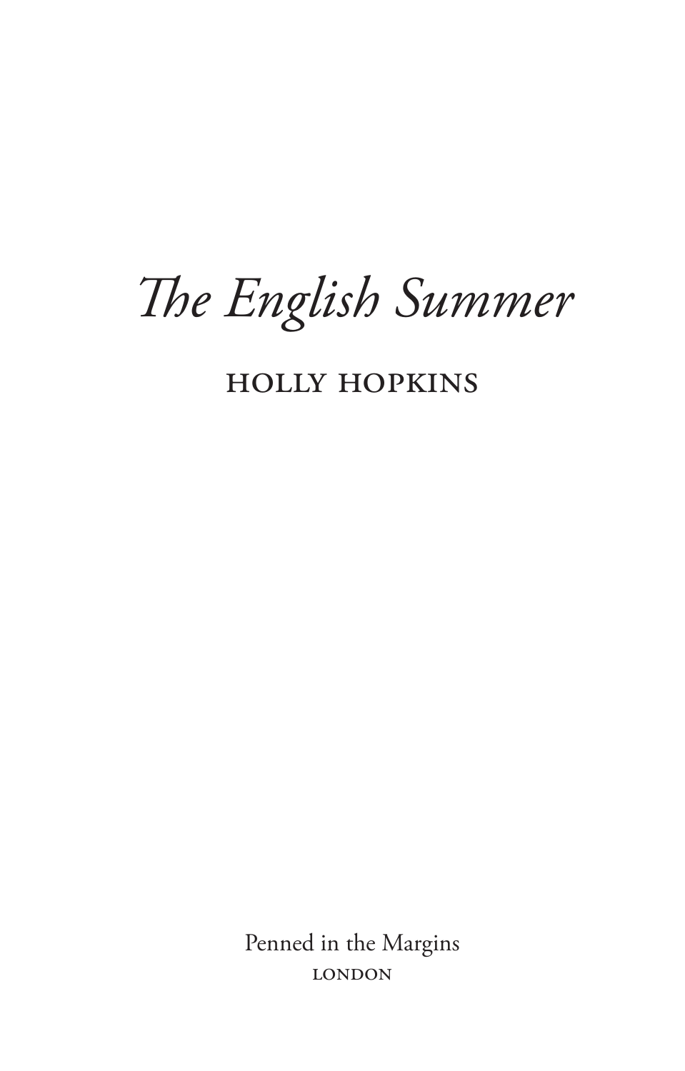# *The English Summer*

HOLLY HOPKINS

Penned in the Margins

LONDON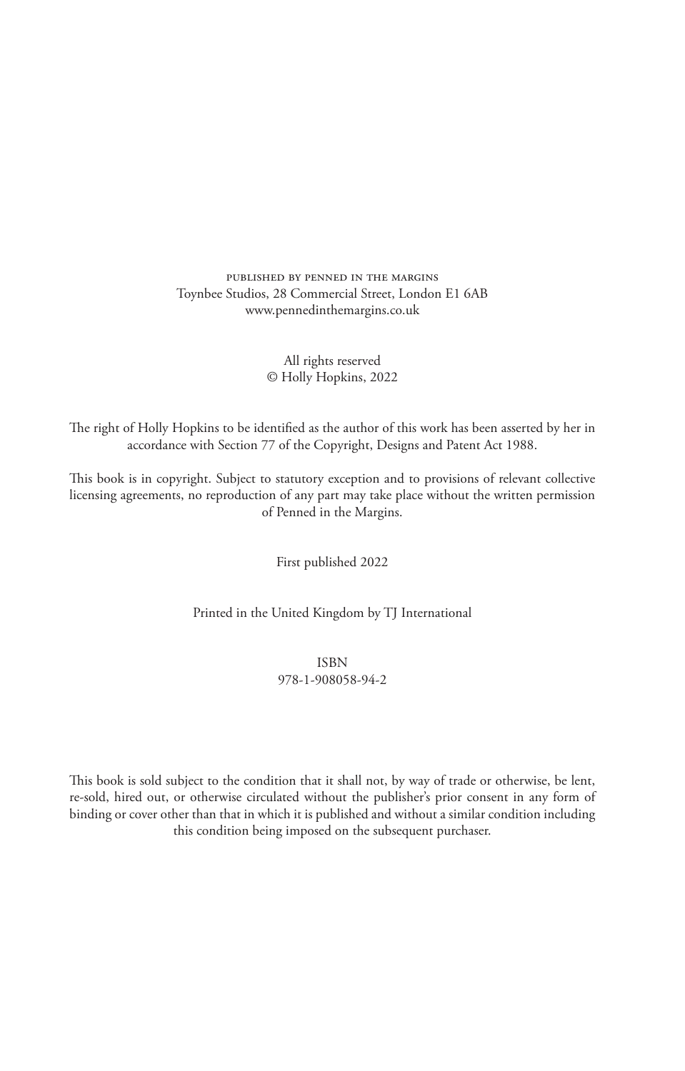PUBLISHED BY PENNED IN THE MARGINS
Toynbee Studios, 28 Commercial Street, London E1 6AB
www.pennedinthemargins.co.uk

All rights reserved
© Holly Hopkins, 2022

The right of Holly Hopkins to be identified as the author of this work has been asserted by her in accordance with Section 77 of the Copyright, Designs and Patent Act 1988.

This book is in copyright. Subject to statutory exception and to provisions of relevant collective licensing agreements, no reproduction of any part may take place without the written permission of Penned in the Margins.

First published 2022

Printed in the United Kingdom by TJ International

ISBN
978-1-908058-94-2

This book is sold subject to the condition that it shall not, by way of trade or otherwise, be lent, re-sold, hired out, or otherwise circulated without the publisher's prior consent in any form of binding or cover other than that in which it is published and without a similar condition including this condition being imposed on the subsequent purchaser.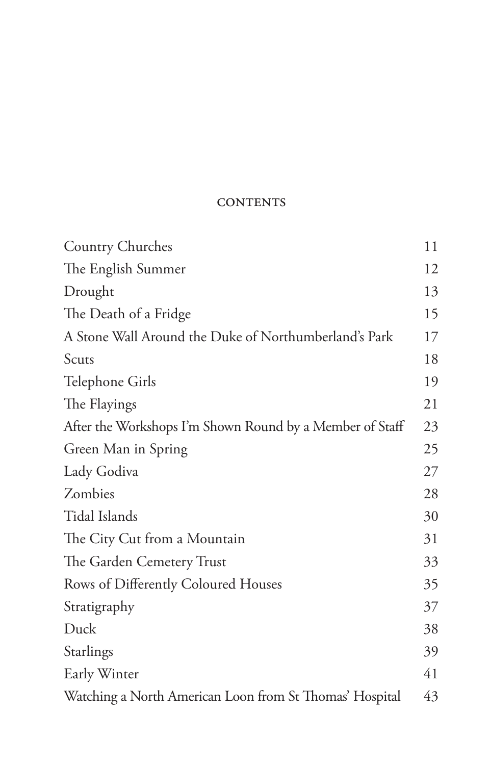## CONTENTS

| | |
|---|---|
| Country Churches | 11 |
| The English Summer | 12 |
| Drought | 13 |
| The Death of a Fridge | 15 |
| A Stone Wall Around the Duke of Northumberland's Park | 17 |
| Scuts | 18 |
| Telephone Girls | 19 |
| The Flayings | 21 |
| After the Workshops I'm Shown Round by a Member of Staff | 23 |
| Green Man in Spring | 25 |
| Lady Godiva | 27 |
| Zombies | 28 |
| Tidal Islands | 30 |
| The City Cut from a Mountain | 31 |
| The Garden Cemetery Trust | 33 |
| Rows of Differently Coloured Houses | 35 |
| Stratigraphy | 37 |
| Duck | 38 |
| Starlings | 39 |
| Early Winter | 41 |
| Watching a North American Loon from St Thomas' Hospital | 43 |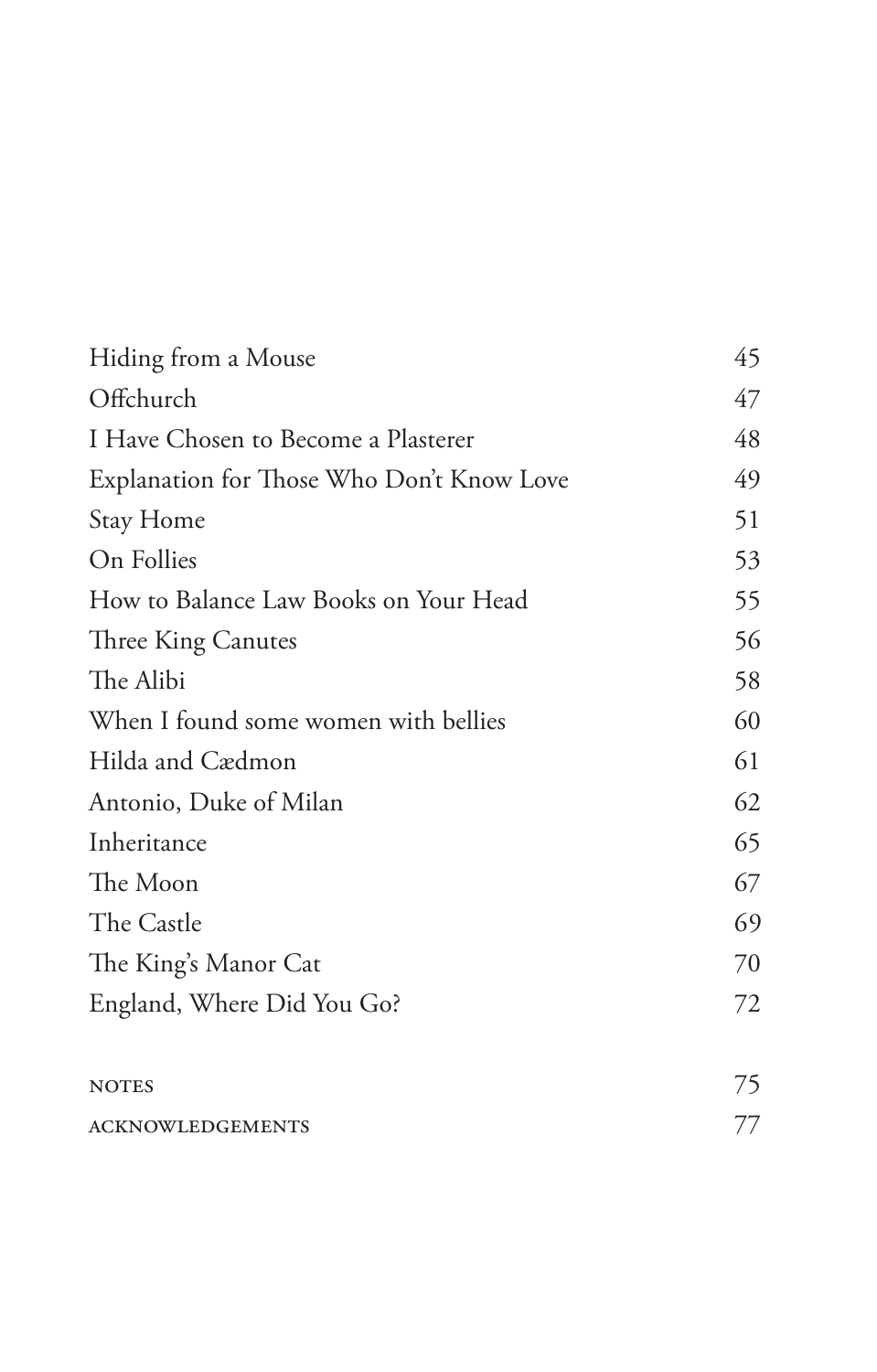| | |
|---|---|
| Hiding from a Mouse | 45 |
| Offchurch | 47 |
| I Have Chosen to Become a Plasterer | 48 |
| Explanation for Those Who Don't Know Love | 49 |
| Stay Home | 51 |
| On Follies | 53 |
| How to Balance Law Books on Your Head | 55 |
| Three King Canutes | 56 |
| The Alibi | 58 |
| When I found some women with bellies | 60 |
| Hilda and Cædmon | 61 |
| Antonio, Duke of Milan | 62 |
| Inheritance | 65 |
| The Moon | 67 |
| The Castle | 69 |
| The King's Manor Cat | 70 |
| England, Where Did You Go? | 72 |
| | |
| NOTES | 75 |
| ACKNOWLEDGEMENTS | 77 |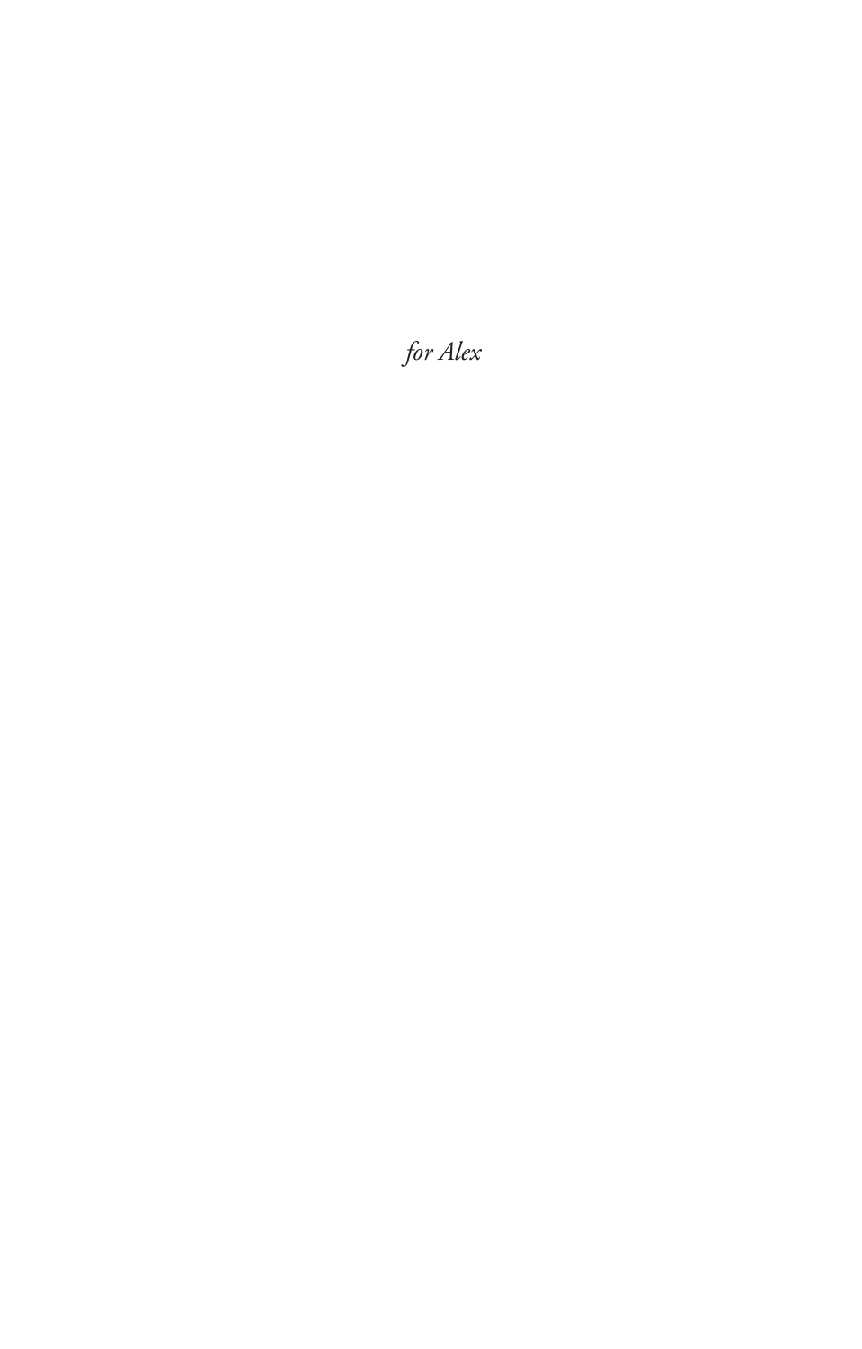*for Alex*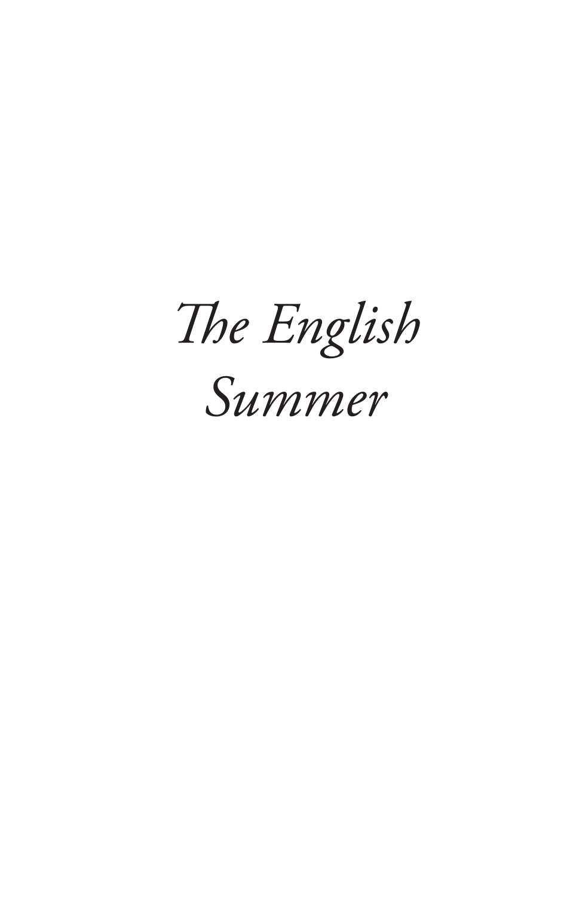# *The English Summer*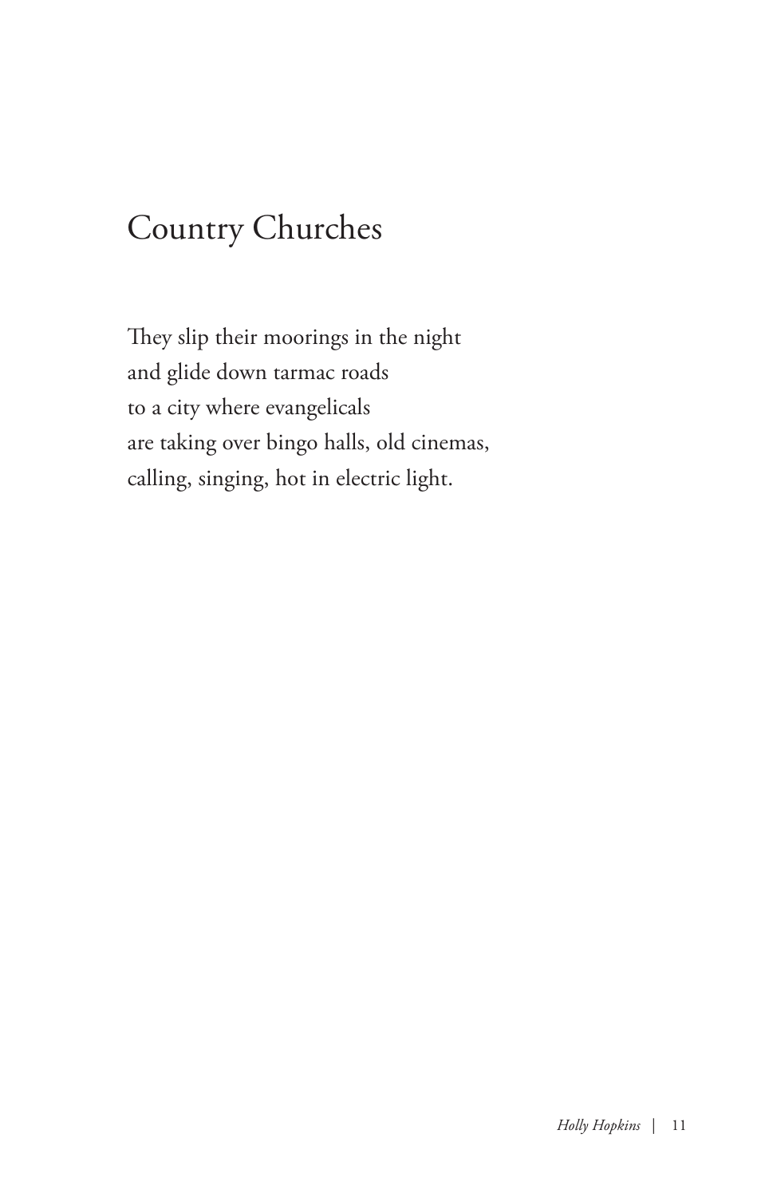# Country Churches

They slip their moorings in the night  
and glide down tarmac roads  
to a city where evangelicals  
are taking over bingo halls, old cinemas,  
calling, singing, hot in electric light.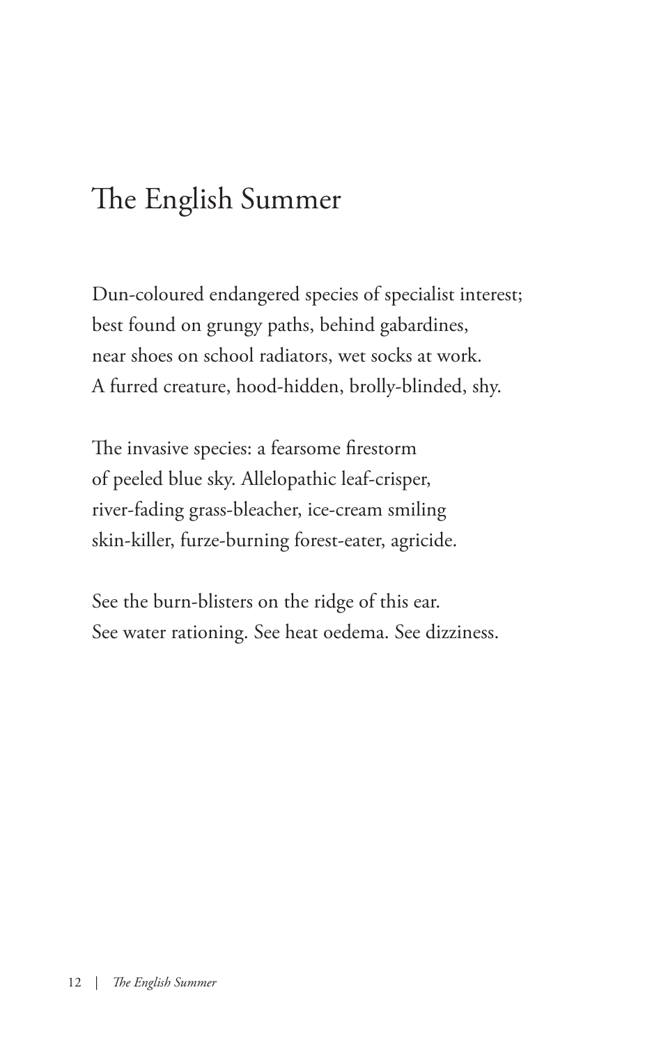# The English Summer

Dun-coloured endangered species of specialist interest;
best found on grungy paths, behind gabardines,
near shoes on school radiators, wet socks at work.
A furred creature, hood-hidden, brolly-blinded, shy.

The invasive species: a fearsome firestorm
of peeled blue sky. Allelopathic leaf-crisper,
river-fading grass-bleacher, ice-cream smiling
skin-killer, furze-burning forest-eater, agricide.

See the burn-blisters on the ridge of this ear.
See water rationing. See heat oedema. See dizziness.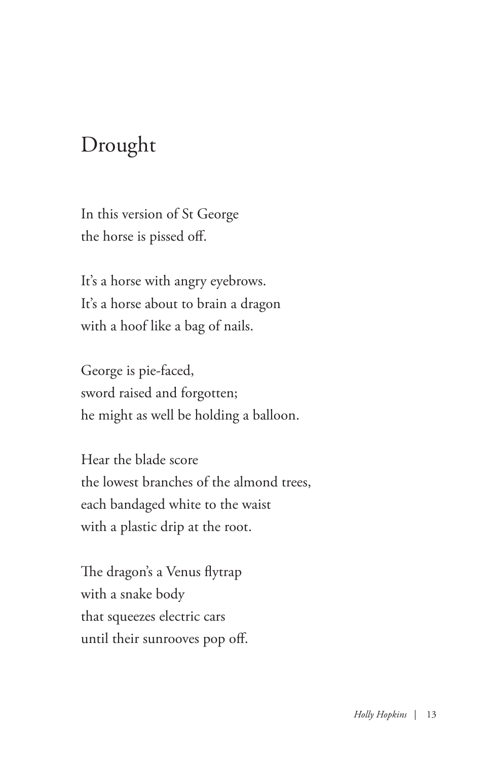# Drought

In this version of St George  
the horse is pissed off.

It's a horse with angry eyebrows.  
It's a horse about to brain a dragon  
with a hoof like a bag of nails.

George is pie-faced,  
sword raised and forgotten;  
he might as well be holding a balloon.

Hear the blade score  
the lowest branches of the almond trees,  
each bandaged white to the waist  
with a plastic drip at the root.

The dragon's a Venus flytrap  
with a snake body  
that squeezes electric cars  
until their sunrooves pop off.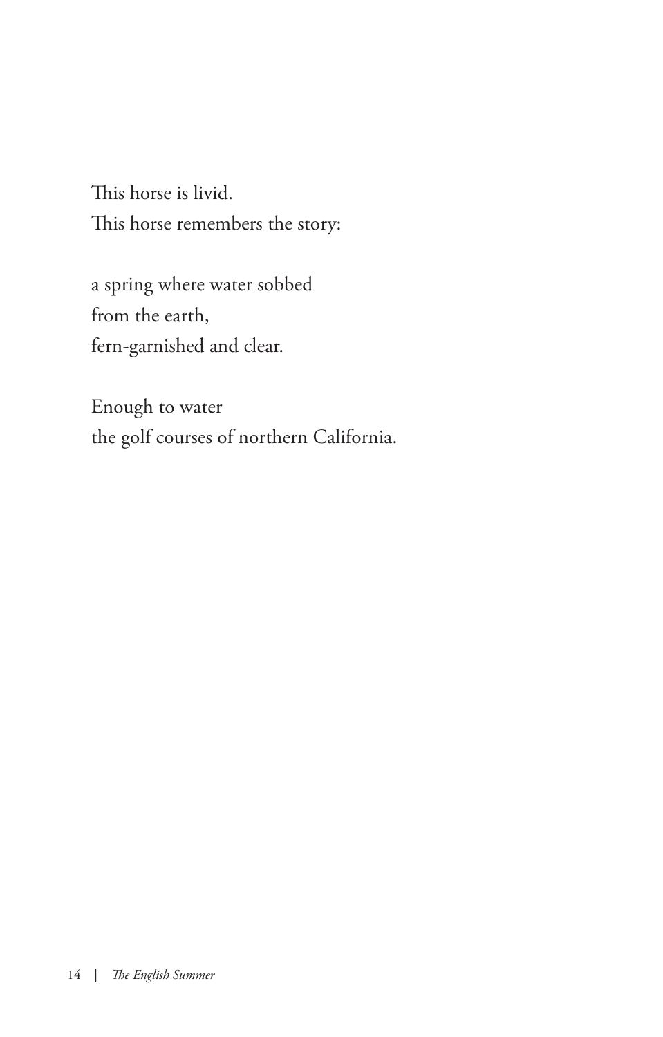This horse is livid.
This horse remembers the story:

a spring where water sobbed
from the earth,
fern-garnished and clear.

Enough to water
the golf courses of northern California.